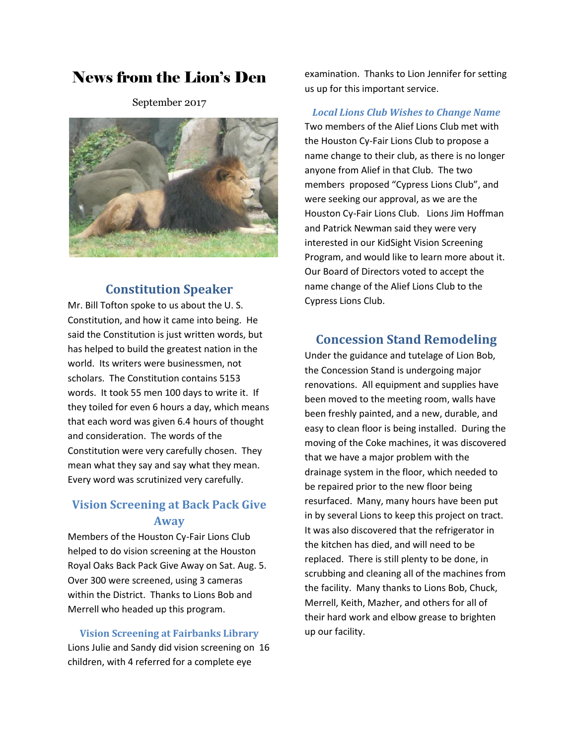# News from the Lion's Den

September 2017

## Constitution Speaker

Mr. Bill Tofton spoke to us about the U. S. Constitution, and how it came into being. He said the Constitution is just written words, but has helped to build the greatest nation in the world. Its writers were businessmen, not scholars. The Constitution contains 5153 words. It took 55 men 100 days to write it. If they toiled for even 6 hours a day, which means that each word was given 6.4 hours of thought and consideration. The words of the Constitution were very carefully chosen. They mean what they say and say what they mean. Every word was scrutinized very carefully.

## Vision Screening at Back Pack Give Away

Members of the Houston Cy-Fair Lions Club helped to do vision screening at the Houston Royal Oaks Back Pack Give Away on Sat. Aug. 5. Over 300 were screened, using 3 cameras within the District. Thanks to Lions Bob and Merrell who headed up this program.

### Vision Screening at Fairbanks Library

Lions Julie and Sandy did vision screening on 16 children, with 4 referred for a complete eye examination. Thanks to Lion Jennifer for setting us up for this important service.

### *Local Lions Club Wishes to Change Name*

Two members of the Alief Lions Club met with the Houston Cy-Fair Lions Club to propose a name change to their club, as there is no longer anyone from Alief in that Club. The two members proposed "Cypress Lions Club", and were seeking our approval, as we are the Houston Cy-Fair Lions Club. Lions Jim Hoffman and Patrick Newman said they were very interested in our KidSight Vision Screening Program, and would like to learn more about it. Our Board of Directors voted to accept the name change of the Alief Lions Club to the Cypress Lions Club.

## Concession Stand Remodeling

Under the guidance and tutelage of Lion Bob, the Concession Stand is undergoing major renovations. All equipment and supplies have been moved to the meeting room, walls have been freshly painted, and a new, durable, and easy to clean floor is being installed. During the moving of the Coke machines, it was discovered that we have a major problem with the drainage system in the floor, which needed to be repaired prior to the new floor being resurfaced. Many, many hours have been put in by several Lions to keep this project on tract. It was also discovered that the refrigerator in the kitchen has died, and will need to be replaced. There is still plenty to be done, in scrubbing and cleaning all of the machines from the facility. Many thanks to Lions Bob, Chuck, Merrell, Keith, Mazher, and others for all of their hard work and elbow grease to brighten up our facility.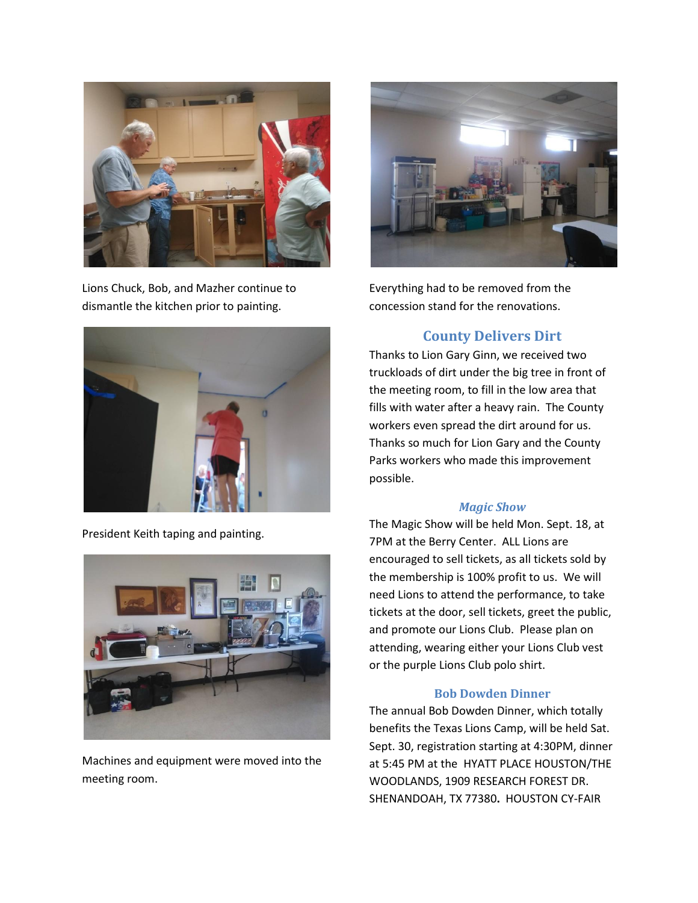Lions Chuck, Bob, and Mazher continue to dismantle the kitchen prior to painting.

President Keith taping and painting.

Machines and equipment were moved into the meeting room.

Everything had to be removed from the concession stand for the renovations.

## County Delivers Dirt

Thanks to Lion Gary Ginn, we received two truckloads of dirt under the big tree in front of the meeting room, to fill in the low area that fills with water after a heavy rain. The County workers even spread the dirt around for us. Thanks so much for Lion Gary and the County Parks workers who made this improvement possible.

### *Magic Show*

The Magic Show will be held Mon. Sept. 18, at 7PM at the Berry Center. ALL Lions are encouraged to sell tickets, as all tickets sold by the membership is 100% profit to us. We will need Lions to attend the performance, to take tickets at the door, sell tickets, greet the public, and promote our Lions Club. Please plan on attending, wearing either your Lions Club vest or the purple Lions Club polo shirt.

### Bob Dowden Dinner

The annual Bob Dowden Dinner, which totally benefits the Texas Lions Camp, will be held Sat. Sept. 30, registration starting at 4:30PM, dinner at 5:45 PM at the HYATT PLACE HOUSTON/THE WOODLANDS, 1909 RESEARCH FOREST DR. SHENANDOAH, TX 77380**.** HOUSTON CY-FAIR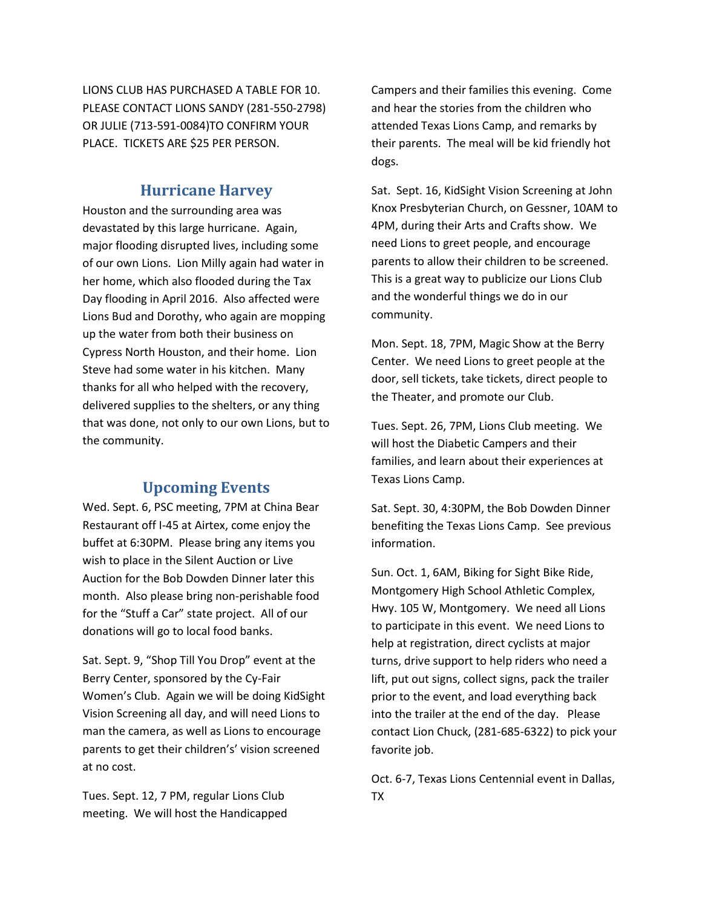LIONS CLUB HAS PURCHASED A TABLE FOR 10. PLEASE CONTACT LIONS SANDY (281-550-2798) OR JULIE (713-591-0084)TO CONFIRM YOUR PLACE. TICKETS ARE $25 PER PERSON.

## Hurricane Harvey

Houston and the surrounding area was devastated by this large hurricane. Again, major flooding disrupted lives, including some of our own Lions. Lion Milly again had water in her home, which also flooded during the Tax Day flooding in April 2016. Also affected were Lions Bud and Dorothy, who again are mopping up the water from both their business on Cypress North Houston, and their home. Lion Steve had some water in his kitchen. Many thanks for all who helped with the recovery, delivered supplies to the shelters, or any thing that was done, not only to our own Lions, but to the community.

## Upcoming Events

Wed. Sept. 6, PSC meeting, 7PM at China Bear Restaurant off I-45 at Airtex, come enjoy the buffet at 6:30PM. Please bring any items you wish to place in the Silent Auction or Live Auction for the Bob Dowden Dinner later this month. Also please bring non-perishable food for the "Stuff a Car" state project. All of our donations will go to local food banks.

Sat. Sept. 9, "Shop Till You Drop" event at the Berry Center, sponsored by the Cy-Fair Women's Club. Again we will be doing KidSight Vision Screening all day, and will need Lions to man the camera, as well as Lions to encourage parents to get their children's' vision screened at no cost.

Tues. Sept. 12, 7 PM, regular Lions Club meeting. We will host the Handicapped Campers and their families this evening. Come and hear the stories from the children who attended Texas Lions Camp, and remarks by their parents. The meal will be kid friendly hot dogs.

Sat. Sept. 16, KidSight Vision Screening at John Knox Presbyterian Church, on Gessner, 10AM to 4PM, during their Arts and Crafts show. We need Lions to greet people, and encourage parents to allow their children to be screened. This is a great way to publicize our Lions Club and the wonderful things we do in our community.

Mon. Sept. 18, 7PM, Magic Show at the Berry Center. We need Lions to greet people at the door, sell tickets, take tickets, direct people to the Theater, and promote our Club.

Tues. Sept. 26, 7PM, Lions Club meeting. We will host the Diabetic Campers and their families, and learn about their experiences at Texas Lions Camp.

Sat. Sept. 30, 4:30PM, the Bob Dowden Dinner benefiting the Texas Lions Camp. See previous information.

Sun. Oct. 1, 6AM, Biking for Sight Bike Ride, Montgomery High School Athletic Complex, Hwy. 105 W, Montgomery. We need all Lions to participate in this event. We need Lions to help at registration, direct cyclists at major turns, drive support to help riders who need a lift, put out signs, collect signs, pack the trailer prior to the event, and load everything back into the trailer at the end of the day. Please contact Lion Chuck, (281-685-6322) to pick your favorite job.

Oct. 6-7, Texas Lions Centennial event in Dallas, TX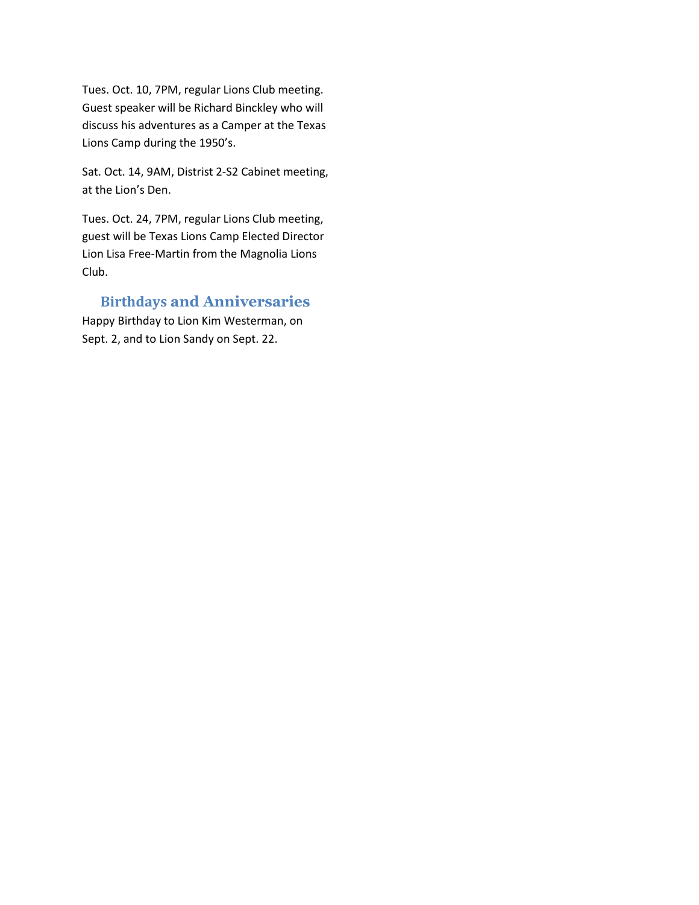Tues. Oct. 10, 7PM, regular Lions Club meeting. Guest speaker will be Richard Binckley who will discuss his adventures as a Camper at the Texas Lions Camp during the 1950's.

Sat. Oct. 14, 9AM, Distrist 2-S2 Cabinet meeting, at the Lion's Den.

Tues. Oct. 24, 7PM, regular Lions Club meeting, guest will be Texas Lions Camp Elected Director Lion Lisa Free-Martin from the Magnolia Lions Club.

## Birthdays and Anniversaries

Happy Birthday to Lion Kim Westerman, on Sept. 2, and to Lion Sandy on Sept. 22.